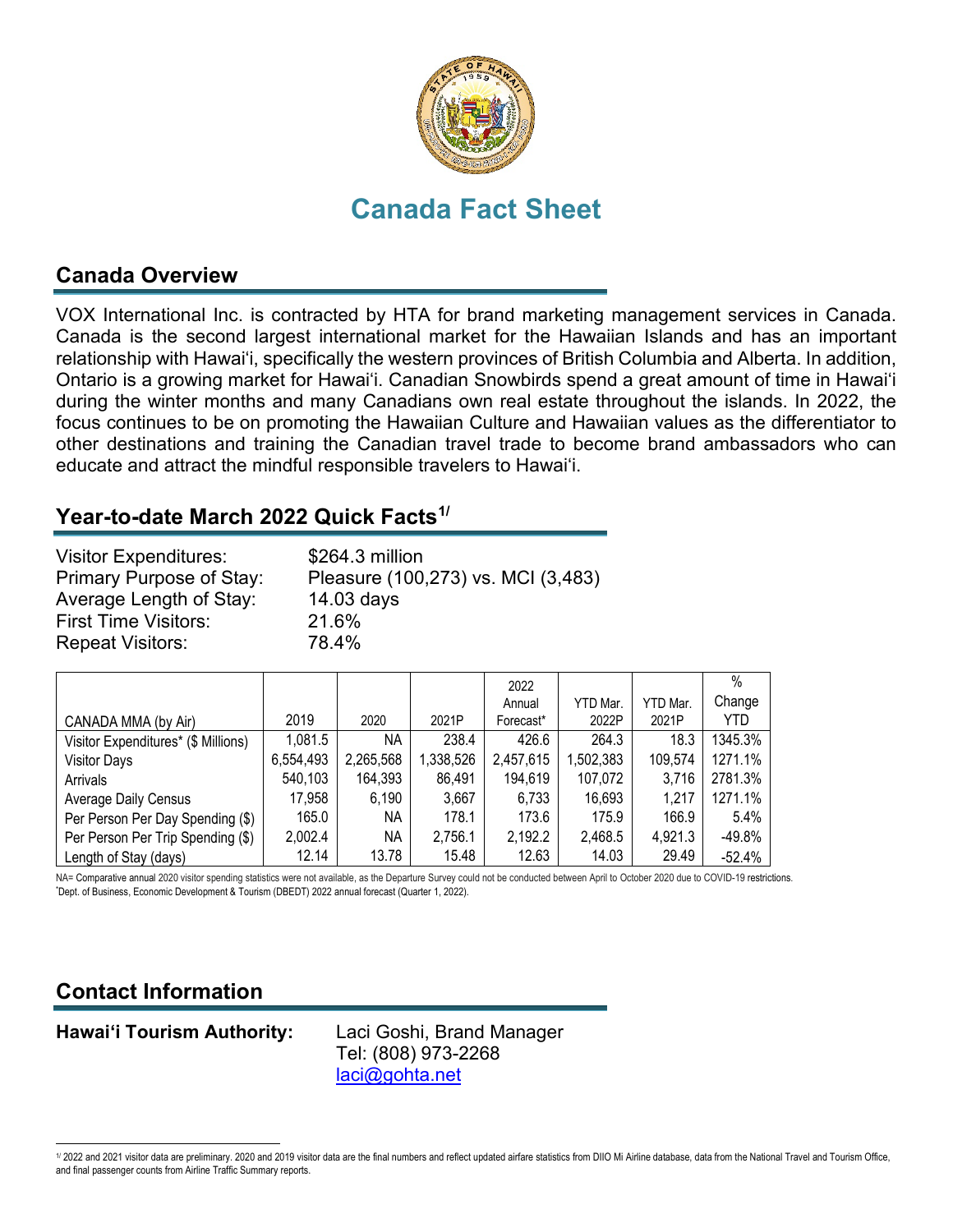# Canada Fact Sheet

## Canada Overview

VOX International Inc. is contracted by HTA for brand marketing management services in Canada. Canada is the second largest international market for the Hawaiian Islands and has an important relationship with Hawaiʻi, specifically the western provinces of British Columbia and Alberta. In addition, Ontario is a growing market for Hawaiʻi. Canadian Snowbirds spend a great amount of time in Hawaiʻi during the winter months and many Canadians own real estate throughout the islands. In 2022, the focus continues to be on promoting the Hawaiian Culture and Hawaiian values as the differentiator to other destinations and training the Canadian travel trade to become brand ambassadors who can educate and attract the mindful responsible travelers to Hawaiʻi.

## Year-to-date March 2022 Quick Facts[1/]

Visitor Expenditures: $264.3 million
Primary Purpose of Stay: Pleasure (100,273) vs. MCI (3,483)
Average Length of Stay: 14.03 days
First Time Visitors: 21.6%
Repeat Visitors: 78.4%

| CANADA MMA (by Air) | 2019 | 2020 | 2021P | 2022 Annual Forecast* | YTD Mar. 2022P | YTD Mar. 2021P | % Change YTD |
|---|---|---|---|---|---|---|---|
| Visitor Expenditures* ($ Millions) | 1,081.5 | NA | 238.4 | 426.6 | 264.3 | 18.3 | 1345.3% |
| Visitor Days | 6,554,493 | 2,265,568 | 1,338,526 | 2,457,615 | 1,502,383 | 109,574 | 1271.1% |
| Arrivals | 540,103 | 164,393 | 86,491 | 194,619 | 107,072 | 3,716 | 2781.3% |
| Average Daily Census | 17,958 | 6,190 | 3,667 | 6,733 | 16,693 | 1,217 | 1271.1% |
| Per Person Per Day Spending ($) | 165.0 | NA | 178.1 | 173.6 | 175.9 | 166.9 | 5.4% |
| Per Person Per Trip Spending ($) | 2,002.4 | NA | 2,756.1 | 2,192.2 | 2,468.5 | 4,921.3 | -49.8% |
| Length of Stay (days) | 12.14 | 13.78 | 15.48 | 12.63 | 14.03 | 29.49 | -52.4% |

NA= Comparative annual 2020 visitor spending statistics were not available, as the Departure Survey could not be conducted between April to October 2020 due to COVID-19 restrictions.
*Dept. of Business, Economic Development & Tourism (DBEDT) 2022 annual forecast (Quarter 1, 2022).

## Contact Information

**Hawaiʻi Tourism Authority:** Laci Goshi, Brand Manager
Tel: (808) 973-2268
laci@gohta.net

[1/] 2022 and 2021 visitor data are preliminary. 2020 and 2019 visitor data are the final numbers and reflect updated airfare statistics from DIIO Mi Airline database, data from the National Travel and Tourism Office, and final passenger counts from Airline Traffic Summary reports.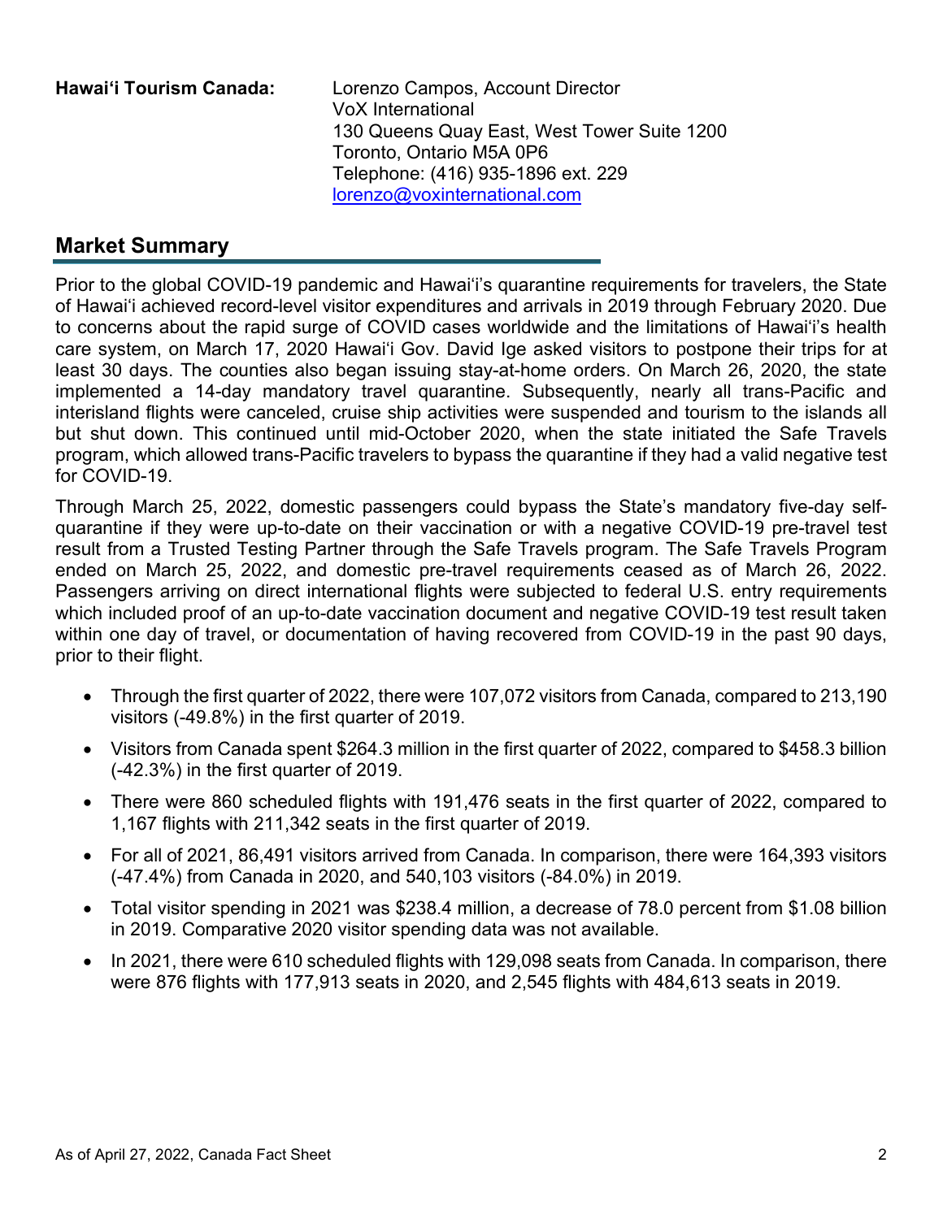**Hawai'i Tourism Canada:** Lorenzo Campos, Account Director
VoX International
130 Queens Quay East, West Tower Suite 1200
Toronto, Ontario M5A 0P6
Telephone: (416) 935-1896 ext. 229
[lorenzo@voxinternational.com](mailto:lorenzo@voxinternational.com)

## Market Summary

Prior to the global COVID-19 pandemic and Hawai'i's quarantine requirements for travelers, the State of Hawai'i achieved record-level visitor expenditures and arrivals in 2019 through February 2020. Due to concerns about the rapid surge of COVID cases worldwide and the limitations of Hawai'i's health care system, on March 17, 2020 Hawai'i Gov. David Ige asked visitors to postpone their trips for at least 30 days. The counties also began issuing stay-at-home orders. On March 26, 2020, the state implemented a 14-day mandatory travel quarantine. Subsequently, nearly all trans-Pacific and interisland flights were canceled, cruise ship activities were suspended and tourism to the islands all but shut down. This continued until mid-October 2020, when the state initiated the Safe Travels program, which allowed trans-Pacific travelers to bypass the quarantine if they had a valid negative test for COVID-19.

Through March 25, 2022, domestic passengers could bypass the State's mandatory five-day self-quarantine if they were up-to-date on their vaccination or with a negative COVID-19 pre-travel test result from a Trusted Testing Partner through the Safe Travels program. The Safe Travels Program ended on March 25, 2022, and domestic pre-travel requirements ceased as of March 26, 2022. Passengers arriving on direct international flights were subjected to federal U.S. entry requirements which included proof of an up-to-date vaccination document and negative COVID-19 test result taken within one day of travel, or documentation of having recovered from COVID-19 in the past 90 days, prior to their flight.

- Through the first quarter of 2022, there were 107,072 visitors from Canada, compared to 213,190 visitors (-49.8%) in the first quarter of 2019.
- Visitors from Canada spent $264.3 million in the first quarter of 2022, compared to $458.3 billion (-42.3%) in the first quarter of 2019.
- There were 860 scheduled flights with 191,476 seats in the first quarter of 2022, compared to 1,167 flights with 211,342 seats in the first quarter of 2019.
- For all of 2021, 86,491 visitors arrived from Canada. In comparison, there were 164,393 visitors (-47.4%) from Canada in 2020, and 540,103 visitors (-84.0%) in 2019.
- Total visitor spending in 2021 was $238.4 million, a decrease of 78.0 percent from $1.08 billion in 2019. Comparative 2020 visitor spending data was not available.
- In 2021, there were 610 scheduled flights with 129,098 seats from Canada. In comparison, there were 876 flights with 177,913 seats in 2020, and 2,545 flights with 484,613 seats in 2019.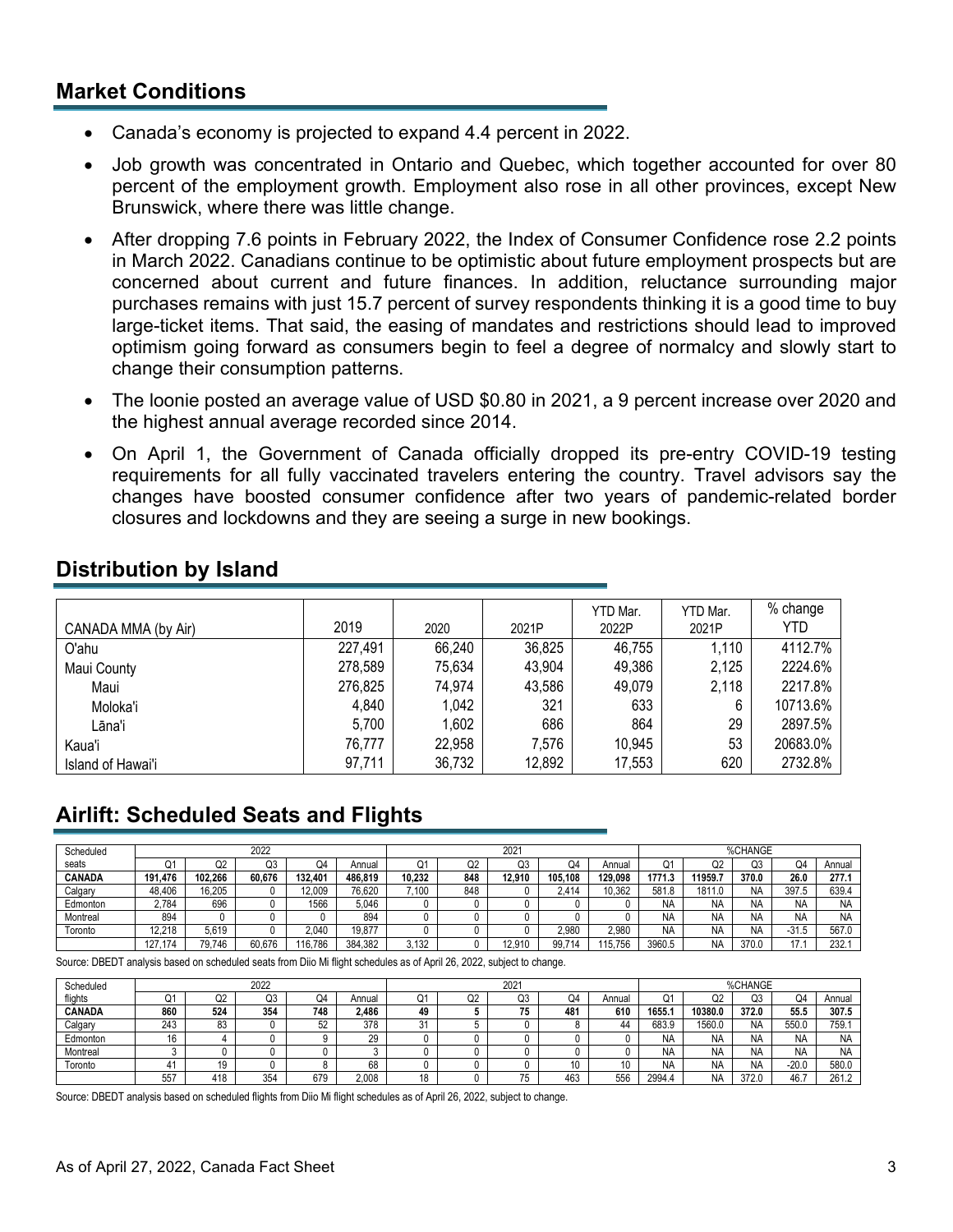## Market Conditions

- Canada's economy is projected to expand 4.4 percent in 2022.
- Job growth was concentrated in Ontario and Quebec, which together accounted for over 80 percent of the employment growth. Employment also rose in all other provinces, except New Brunswick, where there was little change.
- After dropping 7.6 points in February 2022, the Index of Consumer Confidence rose 2.2 points in March 2022. Canadians continue to be optimistic about future employment prospects but are concerned about current and future finances. In addition, reluctance surrounding major purchases remains with just 15.7 percent of survey respondents thinking it is a good time to buy large-ticket items. That said, the easing of mandates and restrictions should lead to improved optimism going forward as consumers begin to feel a degree of normalcy and slowly start to change their consumption patterns.
- The loonie posted an average value of USD $0.80 in 2021, a 9 percent increase over 2020 and the highest annual average recorded since 2014.
- On April 1, the Government of Canada officially dropped its pre-entry COVID-19 testing requirements for all fully vaccinated travelers entering the country. Travel advisors say the changes have boosted consumer confidence after two years of pandemic-related border closures and lockdowns and they are seeing a surge in new bookings.

## Distribution by Island

| CANADA MMA (by Air) | 2019 | 2020 | 2021P | YTD Mar. 2022P | YTD Mar. 2021P | % change YTD |
|---|---|---|---|---|---|---|
| O'ahu | 227,491 | 66,240 | 36,825 | 46,755 | 1,110 | 4112.7% |
| Maui County | 278,589 | 75,634 | 43,904 | 49,386 | 2,125 | 2224.6% |
| Maui | 276,825 | 74,974 | 43,586 | 49,079 | 2,118 | 2217.8% |
| Moloka'i | 4,840 | 1,042 | 321 | 633 | 6 | 10713.6% |
| Lāna'i | 5,700 | 1,602 | 686 | 864 | 29 | 2897.5% |
| Kaua'i | 76,777 | 22,958 | 7,576 | 10,945 | 53 | 20683.0% |
| Island of Hawai'i | 97,711 | 36,732 | 12,892 | 17,553 | 620 | 2732.8% |

## Airlift: Scheduled Seats and Flights

| Scheduled | 2022 | | | | | 2021 | | | | | %CHANGE | | | | |
|---|---|---|---|---|---|---|---|---|---|---|---|---|---|---|---|
| seats | Q1 | Q2 | Q3 | Q4 | Annual | Q1 | Q2 | Q3 | Q4 | Annual | Q1 | Q2 | Q3 | Q4 | Annual |
| **CANADA** | **191,476** | **102,266** | **60,676** | **132,401** | **486,819** | **10,232** | **848** | **12,910** | **105,108** | **129,098** | **1771.3** | **11959.7** | **370.0** | **26.0** | **277.1** |
| Calgary | 48,406 | 16,205 | 0 | 12,009 | 76,620 | 7,100 | 848 | 0 | 2,414 | 10,362 | 581.8 | 1811.0 | NA | 397.5 | 639.4 |
| Edmonton | 2,784 | 696 | 0 | 1566 | 5,046 | 0 | 0 | 0 | 0 | 0 | NA | NA | NA | NA | NA |
| Montreal | 894 | 0 | 0 | 0 | 894 | 0 | 0 | 0 | 0 | 0 | NA | NA | NA | NA | NA |
| Toronto | 12,218 | 5,619 | 0 | 2,040 | 19,877 | 0 | 0 | 0 | 2,980 | 2,980 | NA | NA | NA | -31.5 | 567.0 |
| | 127,174 | 79,746 | 60,676 | 116,786 | 384,382 | 3,132 | 0 | 12,910 | 99,714 | 115,756 | 3960.5 | NA | 370.0 | 17.1 | 232.1 |

Source: DBEDT analysis based on scheduled seats from Diio Mi flight schedules as of April 26, 2022, subject to change.

| Scheduled | 2022 | | | | | 2021 | | | | | %CHANGE | | | | |
|---|---|---|---|---|---|---|---|---|---|---|---|---|---|---|---|
| flights | Q1 | Q2 | Q3 | Q4 | Annual | Q1 | Q2 | Q3 | Q4 | Annual | Q1 | Q2 | Q3 | Q4 | Annual |
| **CANADA** | **860** | **524** | **354** | **748** | **2,486** | **49** | **5** | **75** | **481** | **610** | **1655.1** | **10380.0** | **372.0** | **55.5** | **307.5** |
| Calgary | 243 | 83 | 0 | 52 | 378 | 31 | 5 | 0 | 8 | 44 | 683.9 | 1560.0 | NA | 550.0 | 759.1 |
| Edmonton | 16 | 4 | 0 | 9 | 29 | 0 | 0 | 0 | 0 | 0 | NA | NA | NA | NA | NA |
| Montreal | 3 | 0 | 0 | 0 | 3 | 0 | 0 | 0 | 0 | 0 | NA | NA | NA | NA | NA |
| Toronto | 41 | 19 | 0 | 8 | 68 | 0 | 0 | 0 | 10 | 10 | NA | NA | NA | -20.0 | 580.0 |
| | 557 | 418 | 354 | 679 | 2,008 | 18 | 0 | 75 | 463 | 556 | 2994.4 | NA | 372.0 | 46.7 | 261.2 |

Source: DBEDT analysis based on scheduled flights from Diio Mi flight schedules as of April 26, 2022, subject to change.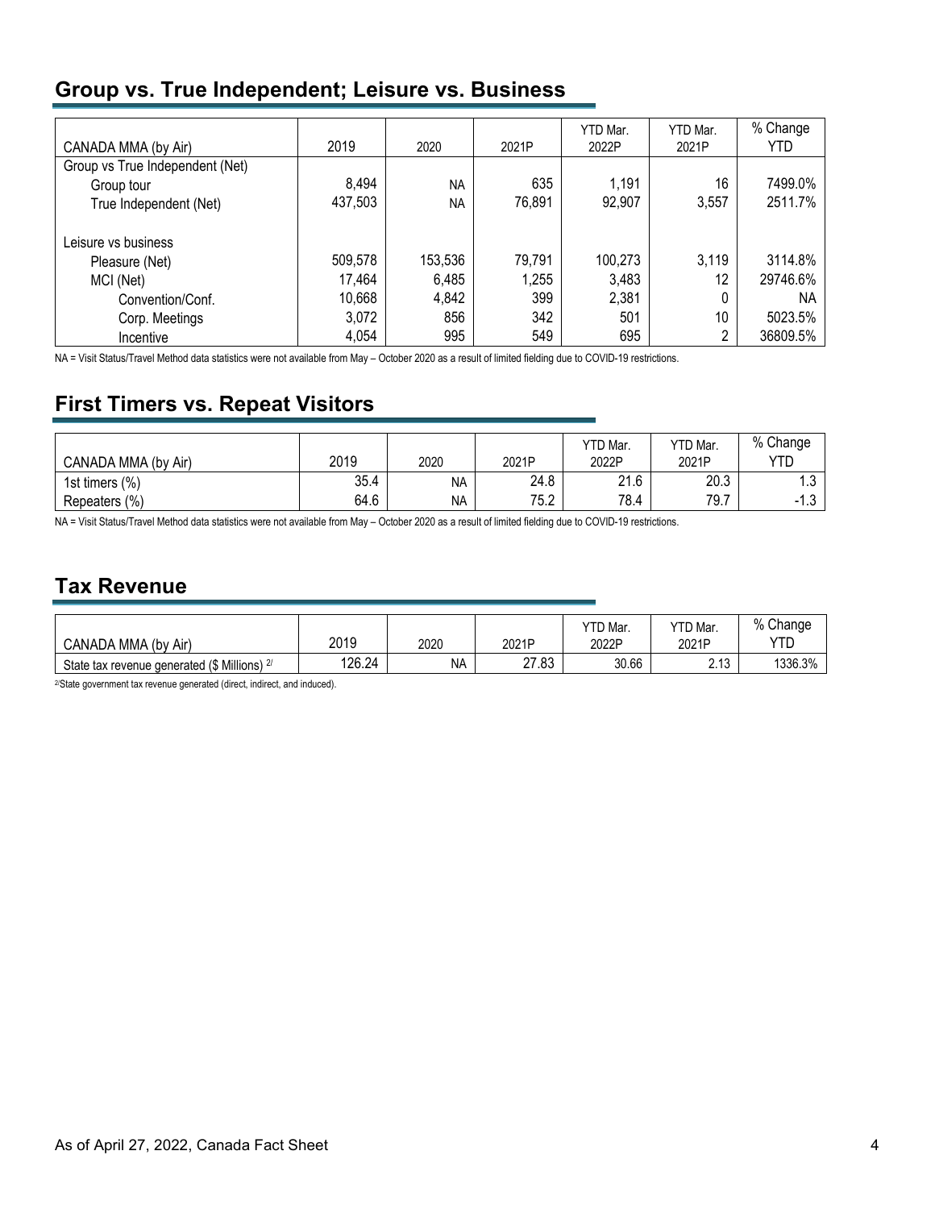## Group vs. True Independent; Leisure vs. Business

| CANADA MMA (by Air) | 2019 | 2020 | 2021P | YTD Mar. 2022P | YTD Mar. 2021P | % Change YTD |
|---|---|---|---|---|---|---|
| Group vs True Independent (Net) | | | | | | |
| Group tour | 8,494 | NA | 635 | 1,191 | 16 | 7499.0% |
| True Independent (Net) | 437,503 | NA | 76,891 | 92,907 | 3,557 | 2511.7% |
| | | | | | | |
| Leisure vs business | | | | | | |
| Pleasure (Net) | 509,578 | 153,536 | 79,791 | 100,273 | 3,119 | 3114.8% |
| MCI (Net) | 17,464 | 6,485 | 1,255 | 3,483 | 12 | 29746.6% |
| Convention/Conf. | 10,668 | 4,842 | 399 | 2,381 | 0 | NA |
| Corp. Meetings | 3,072 | 856 | 342 | 501 | 10 | 5023.5% |
| Incentive | 4,054 | 995 | 549 | 695 | 2 | 36809.5% |

NA = Visit Status/Travel Method data statistics were not available from May – October 2020 as a result of limited fielding due to COVID-19 restrictions.

## First Timers vs. Repeat Visitors

| CANADA MMA (by Air) | 2019 | 2020 | 2021P | YTD Mar. 2022P | YTD Mar. 2021P | % Change YTD |
|---|---|---|---|---|---|---|
| 1st timers (%) | 35.4 | NA | 24.8 | 21.6 | 20.3 | 1.3 |
| Repeaters (%) | 64.6 | NA | 75.2 | 78.4 | 79.7 | -1.3 |

NA = Visit Status/Travel Method data statistics were not available from May – October 2020 as a result of limited fielding due to COVID-19 restrictions.

## Tax Revenue

| CANADA MMA (by Air) | 2019 | 2020 | 2021P | YTD Mar. 2022P | YTD Mar. 2021P | % Change YTD |
|---|---|---|---|---|---|---|
| State tax revenue generated ($ Millions) [2/] | 126.24 | NA | 27.83 | 30.66 | 2.13 | 1336.3% |

[2/]State government tax revenue generated (direct, indirect, and induced).